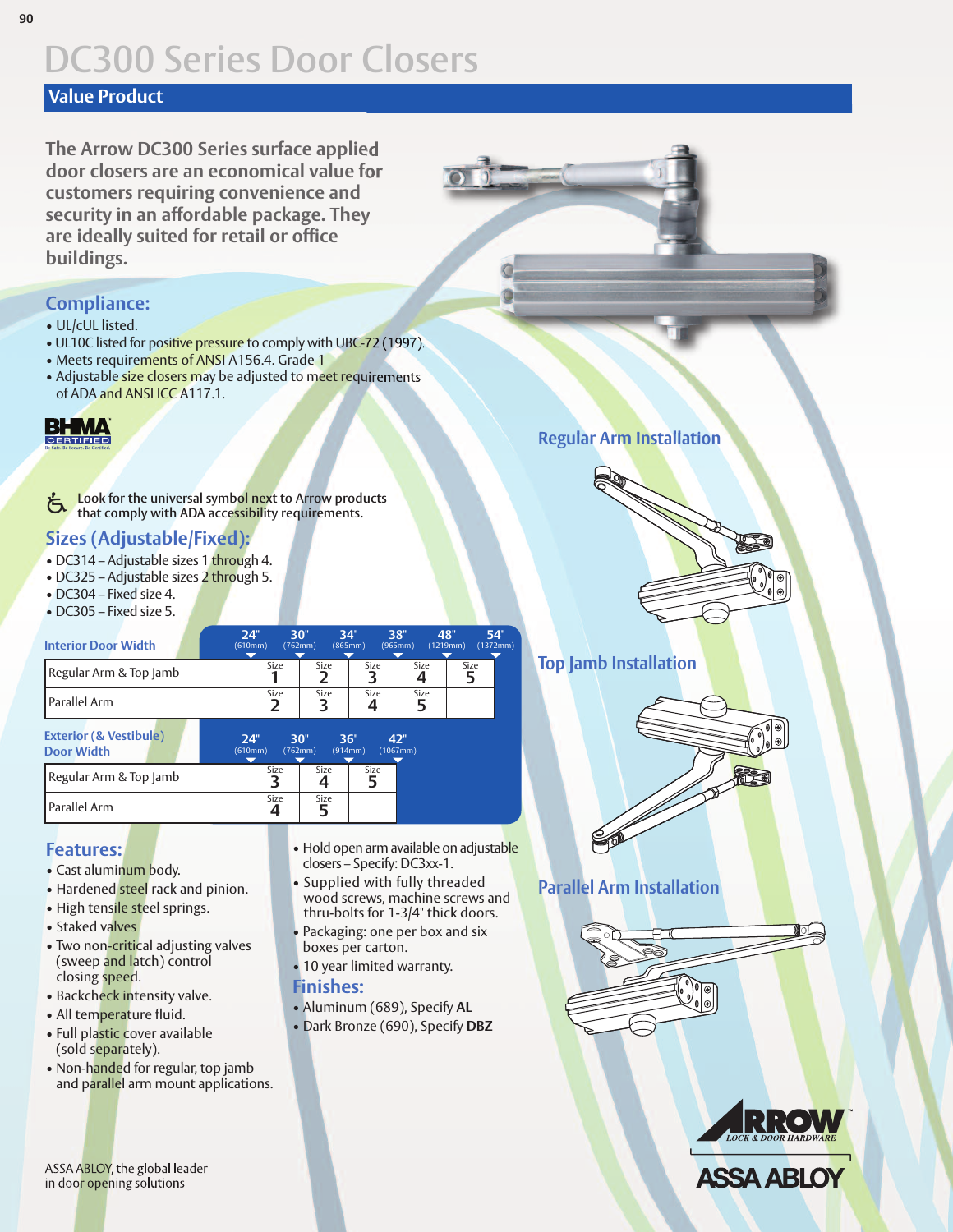# DC300 Series Door Closers

## Value Product

The Arrow DC300 Series surface applied door closers are an economical value for customers requiring convenience and security in an affordable package. They are ideally suited for retail or office buildings.

## Compliance:

- UL/cUL listed.
- UL10C listed for positive pressure to comply with UBC-72 (1997).
- Meets requirements of ANSI A156.4. Grade 1
- Adjustable size closers may be adjusted to meet requirements of ADA and ANSI ICC A117.1.

BHMA CERTIFIED

Look for the universal symbol next to Arrow products that comply with ADA accessibility requirements.

## Sizes (Adjustable/Fixed):

- DC314 – Adjustable sizes 1 through 4.
- DC325 – Adjustable sizes 2 through 5.
- DC304 – Fixed size 4.
- DC305 – Fixed size 5.

| Interior Door Width | 24" (610mm) | 30" (762mm) | 34" (865mm) | 38" (965mm) | 48" (1219mm) | 54" (1372mm) |
|---|---|---|---|---|---|---|
| Regular Arm & Top Jamb | | Size 1 | Size 2 | Size 3 | Size 4 | Size 5 |
| Parallel Arm | | Size 2 | Size 3 | Size 4 | Size 5 | |

| Exterior (& Vestibule) Door Width | 24" (610mm) | 30" (762mm) | 36" (914mm) | 42" (1067mm) |
|---|---|---|---|---|
| Regular Arm & Top Jamb | | Size 3 | Size 4 | Size 5 |
| Parallel Arm | | Size 4 | Size 5 | |

## Features:

- Cast aluminum body.
- Hardened steel rack and pinion.
- High tensile steel springs.
- Staked valves
- Two non-critical adjusting valves (sweep and latch) control closing speed.
- Backcheck intensity valve.
- All temperature fluid.
- Full plastic cover available (sold separately).
- Non-handed for regular, top jamb and parallel arm mount applications.
- Hold open arm available on adjustable closers – Specify: DC3xx-1.
- Supplied with fully threaded wood screws, machine screws and thru-bolts for 1-3/4" thick doors.
- Packaging: one per box and six boxes per carton.
- 10 year limited warranty.

## Finishes:

- Aluminum (689), Specify **AL**
- Dark Bronze (690), Specify **DBZ**

Regular Arm Installation

Top Jamb Installation

Parallel Arm Installation

ASSA ABLOY, the global leader in door opening solutions

ARROW LOCK & DOOR HARDWARE

ASSA ABLOY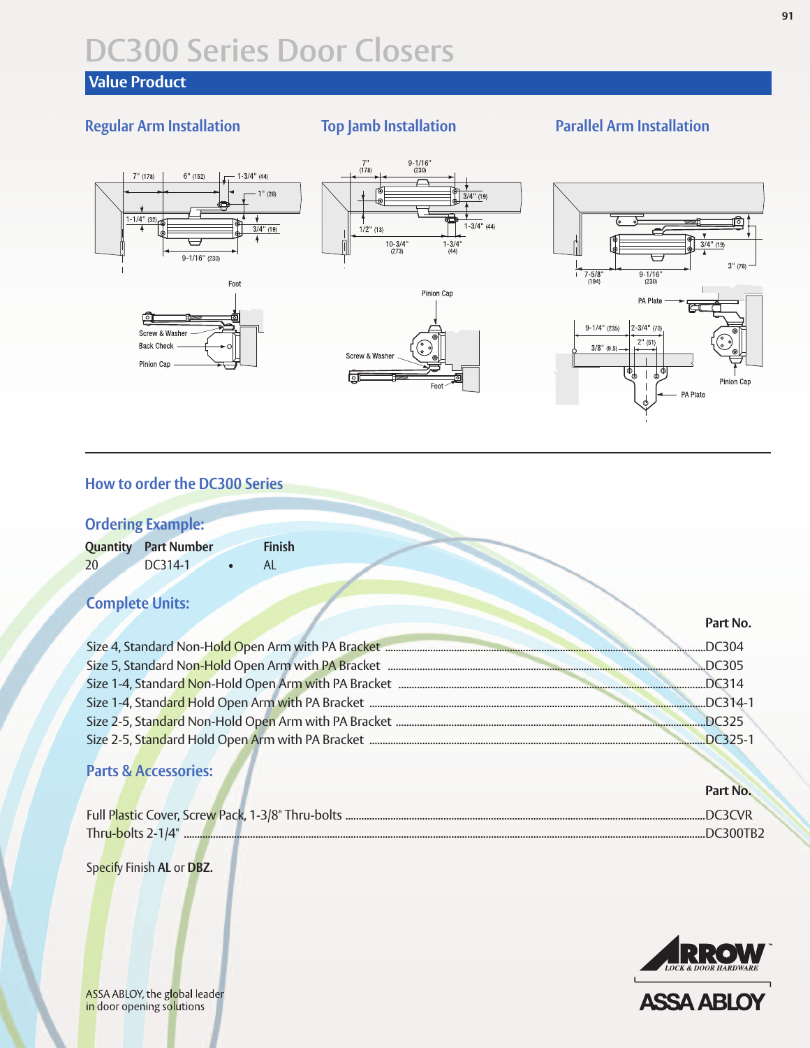# DC300 Series Door Closers

## Value Product

### Regular Arm Installation

7" (178)
6" (152)
1-3/4" (44)
1" (26)
1-1/4" (32)
3/4" (19)
9-1/16" (230)
Foot
Screw & Washer
Back Check
Pinion Cap

### Top Jamb Installation

7" (178)
9-1/16" (230)
3/4" (19)
1/2" (13)
1-3/4" (44)
10-3/4" (273)
1-3/4" (44)
Pinion Cap
Screw & Washer
Foot

### Parallel Arm Installation

3/4" (19)
3" (76)
7-5/8" (194)
9-1/16" (230)
PA Plate
9-1/4" (235)
2-3/4" (70)
2" (51)
3/8" (9.5)
Pinion Cap
PA Plate

## How to order the DC300 Series

### Ordering Example:

| Quantity | Part Number | | Finish |
|---|---|---|---|
| 20 | DC314-1 | • | AL |

### Complete Units:

| | Part No. |
|---|---|
| Size 4, Standard Non-Hold Open Arm with PA Bracket | DC304 |
| Size 5, Standard Non-Hold Open Arm with PA Bracket | DC305 |
| Size 1-4, Standard Non-Hold Open Arm with PA Bracket | DC314 |
| Size 1-4, Standard Hold Open Arm with PA Bracket | DC314-1 |
| Size 2-5, Standard Non-Hold Open Arm with PA Bracket | DC325 |
| Size 2-5, Standard Hold Open Arm with PA Bracket | DC325-1 |

### Parts & Accessories:

| | Part No. |
|---|---|
| Full Plastic Cover, Screw Pack, 1-3/8" Thru-bolts | DC3CVR |
| Thru-bolts 2-1/4" | DC300TB2 |

Specify Finish **AL** or **DBZ.**

ASSA ABLOY, the global leader in door opening solutions

ARROW LOCK & DOOR HARDWARE

ASSA ABLOY